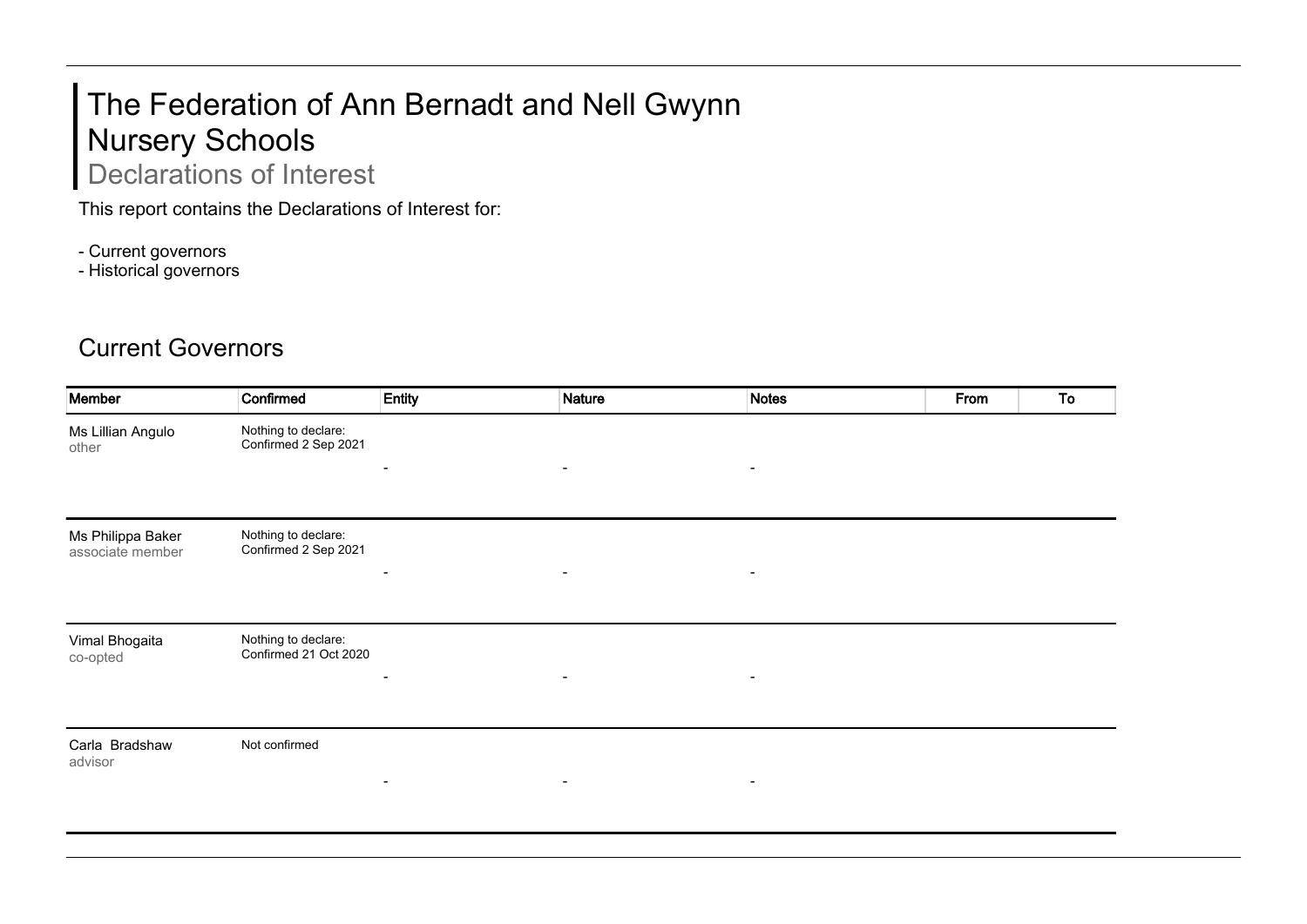# The Federation of Ann Bernadt and Nell Gwynn Nursery Schools

## Declarations of Interest

This report contains the Declarations of Interest for:

- Current governors
- Historical governors

## Current Governors

| Member | Confirmed | Entity | Nature | Notes | From | To |
|---|---|---|---|---|---|---|
| Ms Lillian Angulo<br>other | Nothing to declare:<br>Confirmed 2 Sep 2021 | - | - | - | | |
| Ms Philippa Baker<br>associate member | Nothing to declare:<br>Confirmed 2 Sep 2021 | - | - | - | | |
| Vimal Bhogaita<br>co-opted | Nothing to declare:<br>Confirmed 21 Oct 2020 | - | - | - | | |
| Carla Bradshaw<br>advisor | Not confirmed | - | - | - | | |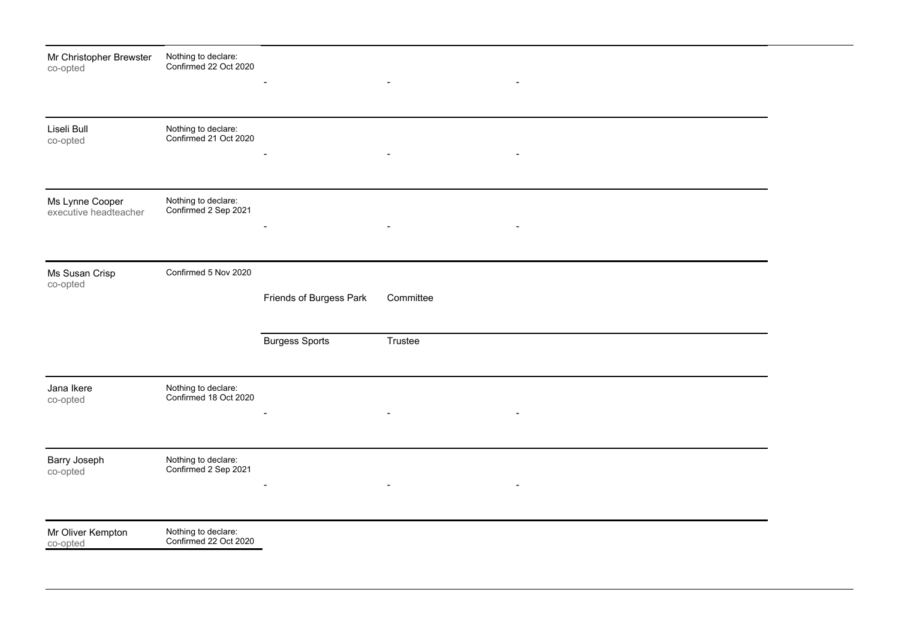| | | | | |
|---|---|---|---|---|
| Mr Christopher Brewster<br>co-opted | Nothing to declare:<br>Confirmed 22 Oct 2020 | - | - | - |
| Liseli Bull<br>co-opted | Nothing to declare:<br>Confirmed 21 Oct 2020 | - | - | - |
| Ms Lynne Cooper<br>executive headteacher | Nothing to declare:<br>Confirmed 2 Sep 2021 | - | - | - |
| Ms Susan Crisp<br>co-opted | Confirmed 5 Nov 2020 | Friends of Burgess Park | Committee | |
| | | Burgess Sports | Trustee | |
| Jana Ikere<br>co-opted | Nothing to declare:<br>Confirmed 18 Oct 2020 | - | - | - |
| Barry Joseph<br>co-opted | Nothing to declare:<br>Confirmed 2 Sep 2021 | - | - | - |
| Mr Oliver Kempton<br>co-opted | Nothing to declare:<br>Confirmed 22 Oct 2020 | | | |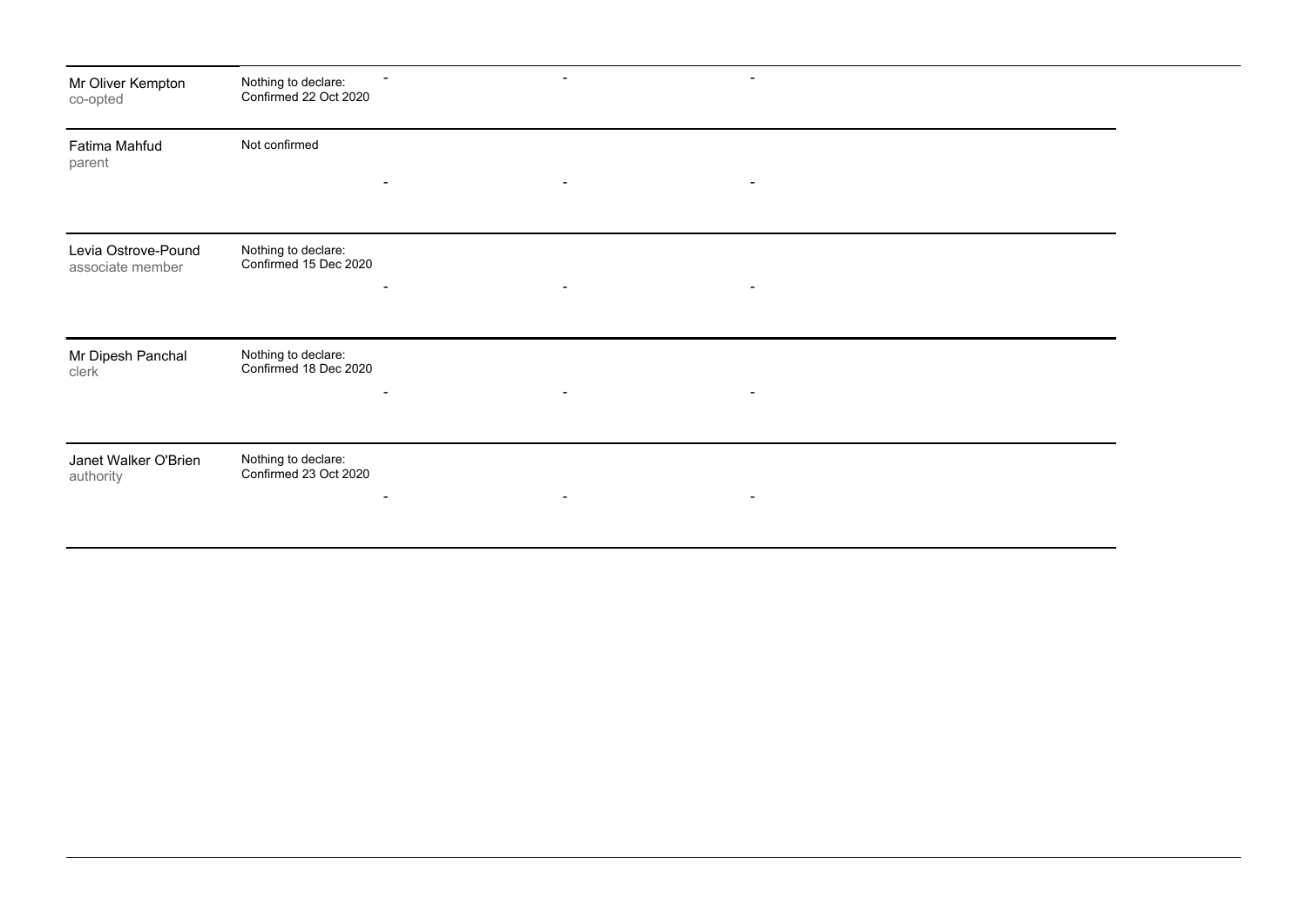| | | | | |
|---|---|---|---|---|
| Mr Oliver Kempton<br>co-opted | Nothing to declare:<br>Confirmed 22 Oct 2020 | - | - | - |
| Fatima Mahfud<br>parent | Not confirmed | - | - | - |
| Levia Ostrove-Pound<br>associate member | Nothing to declare:<br>Confirmed 15 Dec 2020 | - | - | - |
| Mr Dipesh Panchal<br>clerk | Nothing to declare:<br>Confirmed 18 Dec 2020 | - | - | - |
| Janet Walker O'Brien<br>authority | Nothing to declare:<br>Confirmed 23 Oct 2020 | - | - | - |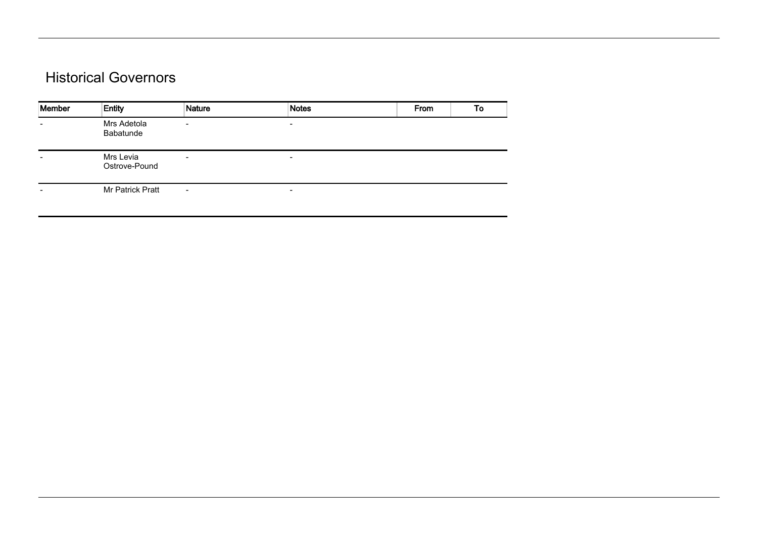## Historical Governors

| Member | Entity | Nature | Notes | From | To |
|---|---|---|---|---|---|
| - | Mrs Adetola Babatunde | - | - | | |
| - | Mrs Levia Ostrove-Pound | - | - | | |
| - | Mr Patrick Pratt | - | - | | |